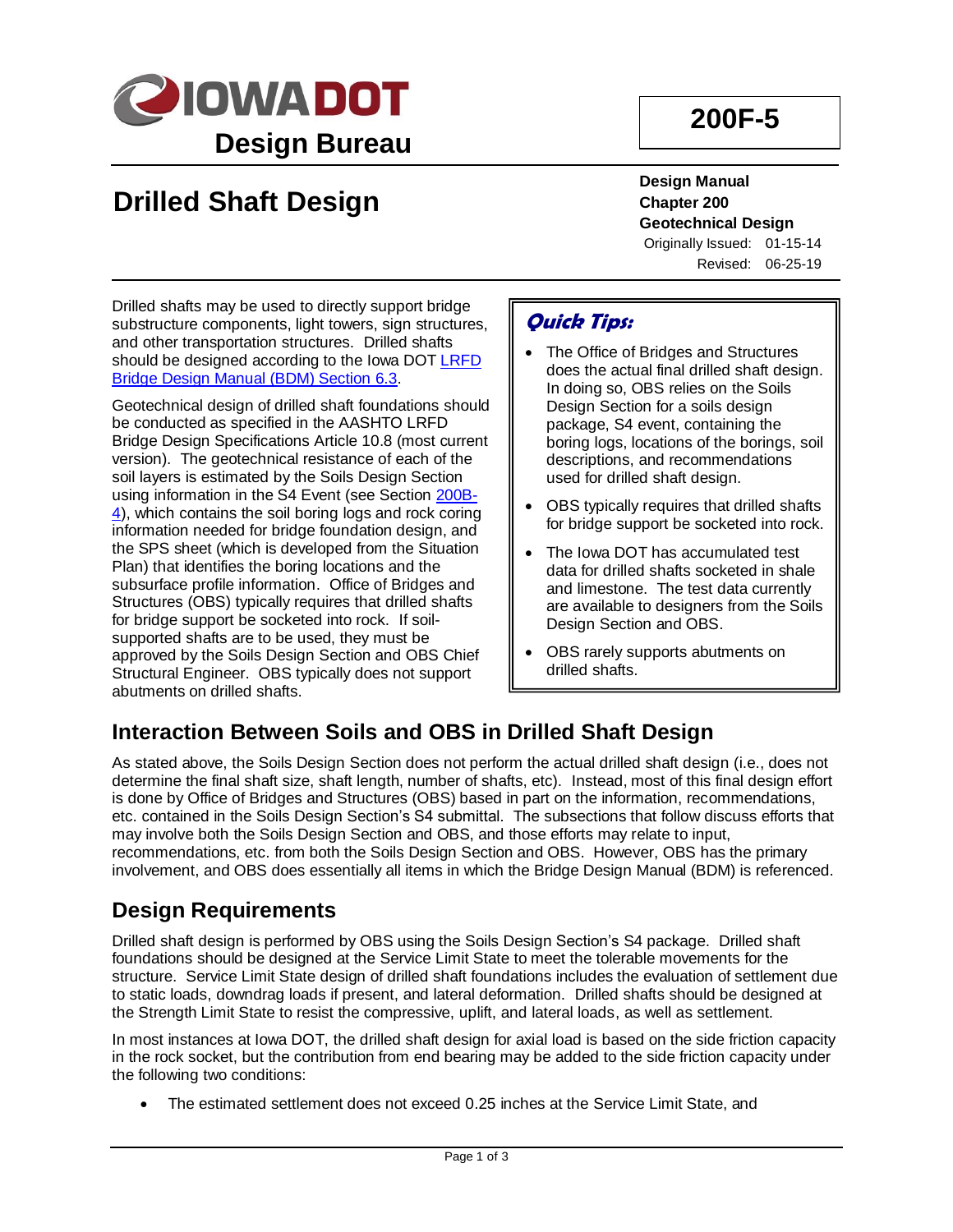IOWA DOT

Design Bureau

**200F-5**

# Drilled Shaft Design

**Design Manual**
**Chapter 200**
**Geotechnical Design**
Originally Issued: 01-15-14
Revised: 06-25-19

Drilled shafts may be used to directly support bridge substructure components, light towers, sign structures, and other transportation structures. Drilled shafts should be designed according to the Iowa DOT LRFD Bridge Design Manual (BDM) Section 6.3.

Geotechnical design of drilled shaft foundations should be conducted as specified in the AASHTO LRFD Bridge Design Specifications Article 10.8 (most current version). The geotechnical resistance of each of the soil layers is estimated by the Soils Design Section using information in the S4 Event (see Section 200B-4), which contains the soil boring logs and rock coring information needed for bridge foundation design, and the SPS sheet (which is developed from the Situation Plan) that identifies the boring locations and the subsurface profile information. Office of Bridges and Structures (OBS) typically requires that drilled shafts for bridge support be socketed into rock. If soil-supported shafts are to be used, they must be approved by the Soils Design Section and OBS Chief Structural Engineer. OBS typically does not support abutments on drilled shafts.

> ***Quick Tips:***
>
> - The Office of Bridges and Structures does the actual final drilled shaft design. In doing so, OBS relies on the Soils Design Section for a soils design package, S4 event, containing the boring logs, locations of the borings, soil descriptions, and recommendations used for drilled shaft design.
> - OBS typically requires that drilled shafts for bridge support be socketed into rock.
> - The Iowa DOT has accumulated test data for drilled shafts socketed in shale and limestone. The test data currently are available to designers from the Soils Design Section and OBS.
> - OBS rarely supports abutments on drilled shafts.

## Interaction Between Soils and OBS in Drilled Shaft Design

As stated above, the Soils Design Section does not perform the actual drilled shaft design (i.e., does not determine the final shaft size, shaft length, number of shafts, etc). Instead, most of this final design effort is done by Office of Bridges and Structures (OBS) based in part on the information, recommendations, etc. contained in the Soils Design Section's S4 submittal. The subsections that follow discuss efforts that may involve both the Soils Design Section and OBS, and those efforts may relate to input, recommendations, etc. from both the Soils Design Section and OBS. However, OBS has the primary involvement, and OBS does essentially all items in which the Bridge Design Manual (BDM) is referenced.

## Design Requirements

Drilled shaft design is performed by OBS using the Soils Design Section's S4 package. Drilled shaft foundations should be designed at the Service Limit State to meet the tolerable movements for the structure. Service Limit State design of drilled shaft foundations includes the evaluation of settlement due to static loads, downdrag loads if present, and lateral deformation. Drilled shafts should be designed at the Strength Limit State to resist the compressive, uplift, and lateral loads, as well as settlement.

In most instances at Iowa DOT, the drilled shaft design for axial load is based on the side friction capacity in the rock socket, but the contribution from end bearing may be added to the side friction capacity under the following two conditions:

- The estimated settlement does not exceed 0.25 inches at the Service Limit State, and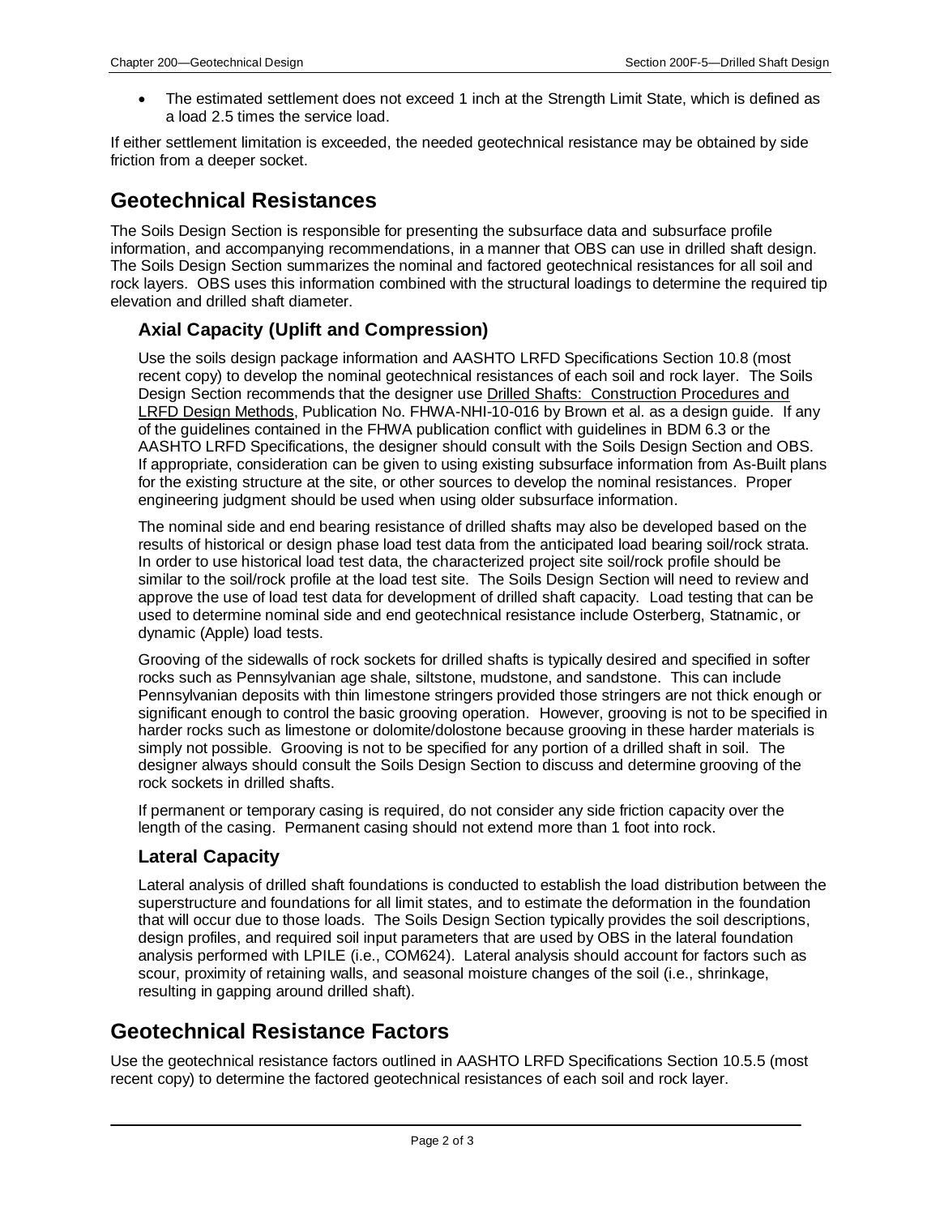- The estimated settlement does not exceed 1 inch at the Strength Limit State, which is defined as a load 2.5 times the service load.

If either settlement limitation is exceeded, the needed geotechnical resistance may be obtained by side friction from a deeper socket.

## Geotechnical Resistances

The Soils Design Section is responsible for presenting the subsurface data and subsurface profile information, and accompanying recommendations, in a manner that OBS can use in drilled shaft design. The Soils Design Section summarizes the nominal and factored geotechnical resistances for all soil and rock layers. OBS uses this information combined with the structural loadings to determine the required tip elevation and drilled shaft diameter.

### Axial Capacity (Uplift and Compression)

Use the soils design package information and AASHTO LRFD Specifications Section 10.8 (most recent copy) to develop the nominal geotechnical resistances of each soil and rock layer. The Soils Design Section recommends that the designer use Drilled Shafts: Construction Procedures and LRFD Design Methods, Publication No. FHWA-NHI-10-016 by Brown et al. as a design guide. If any of the guidelines contained in the FHWA publication conflict with guidelines in BDM 6.3 or the AASHTO LRFD Specifications, the designer should consult with the Soils Design Section and OBS. If appropriate, consideration can be given to using existing subsurface information from As-Built plans for the existing structure at the site, or other sources to develop the nominal resistances. Proper engineering judgment should be used when using older subsurface information.

The nominal side and end bearing resistance of drilled shafts may also be developed based on the results of historical or design phase load test data from the anticipated load bearing soil/rock strata. In order to use historical load test data, the characterized project site soil/rock profile should be similar to the soil/rock profile at the load test site. The Soils Design Section will need to review and approve the use of load test data for development of drilled shaft capacity. Load testing that can be used to determine nominal side and end geotechnical resistance include Osterberg, Statnamic, or dynamic (Apple) load tests.

Grooving of the sidewalls of rock sockets for drilled shafts is typically desired and specified in softer rocks such as Pennsylvanian age shale, siltstone, mudstone, and sandstone. This can include Pennsylvanian deposits with thin limestone stringers provided those stringers are not thick enough or significant enough to control the basic grooving operation. However, grooving is not to be specified in harder rocks such as limestone or dolomite/dolostone because grooving in these harder materials is simply not possible. Grooving is not to be specified for any portion of a drilled shaft in soil. The designer always should consult the Soils Design Section to discuss and determine grooving of the rock sockets in drilled shafts.

If permanent or temporary casing is required, do not consider any side friction capacity over the length of the casing. Permanent casing should not extend more than 1 foot into rock.

### Lateral Capacity

Lateral analysis of drilled shaft foundations is conducted to establish the load distribution between the superstructure and foundations for all limit states, and to estimate the deformation in the foundation that will occur due to those loads. The Soils Design Section typically provides the soil descriptions, design profiles, and required soil input parameters that are used by OBS in the lateral foundation analysis performed with LPILE (i.e., COM624). Lateral analysis should account for factors such as scour, proximity of retaining walls, and seasonal moisture changes of the soil (i.e., shrinkage, resulting in gapping around drilled shaft).

## Geotechnical Resistance Factors

Use the geotechnical resistance factors outlined in AASHTO LRFD Specifications Section 10.5.5 (most recent copy) to determine the factored geotechnical resistances of each soil and rock layer.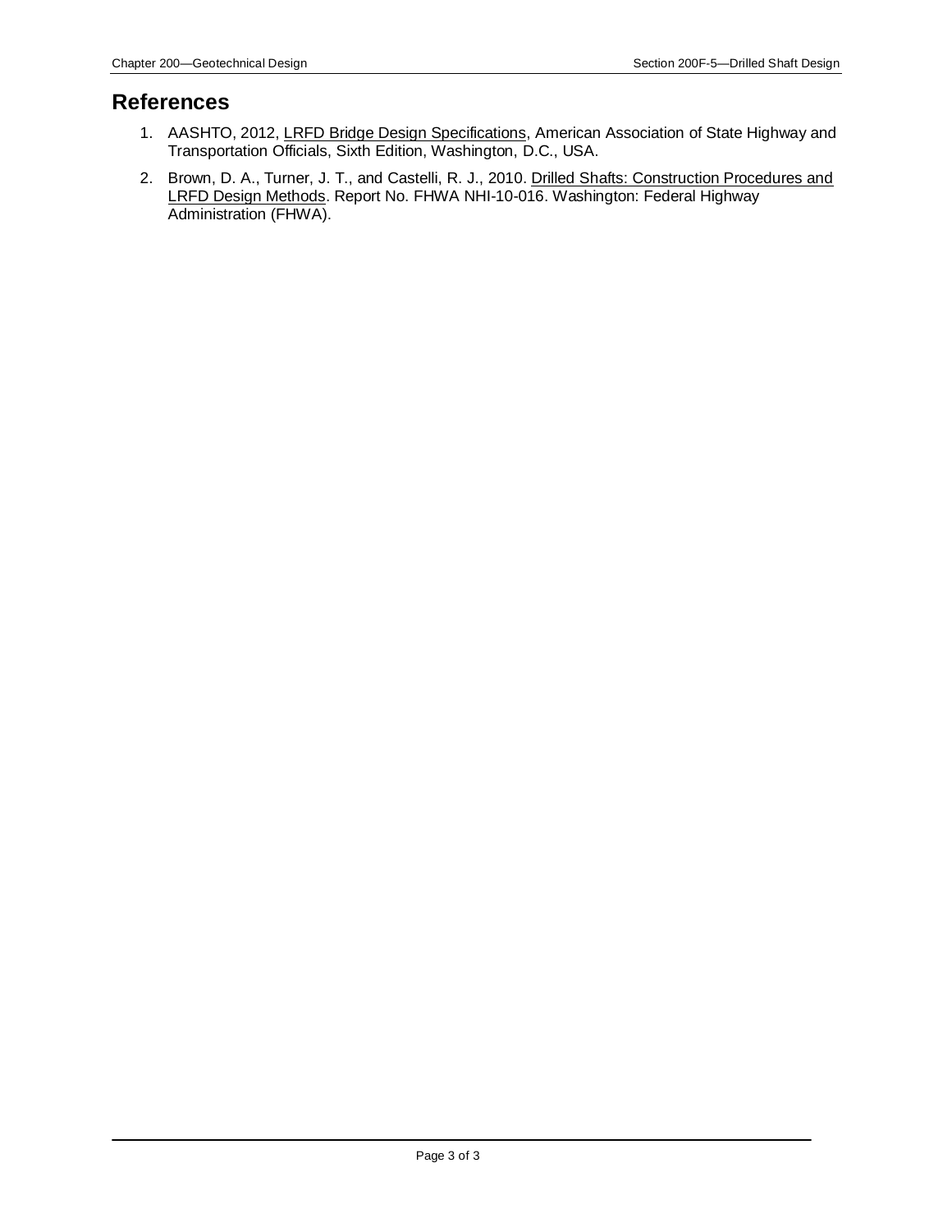## References

1. AASHTO, 2012, LRFD Bridge Design Specifications, American Association of State Highway and Transportation Officials, Sixth Edition, Washington, D.C., USA.
2. Brown, D. A., Turner, J. T., and Castelli, R. J., 2010. Drilled Shafts: Construction Procedures and LRFD Design Methods. Report No. FHWA NHI-10-016. Washington: Federal Highway Administration (FHWA).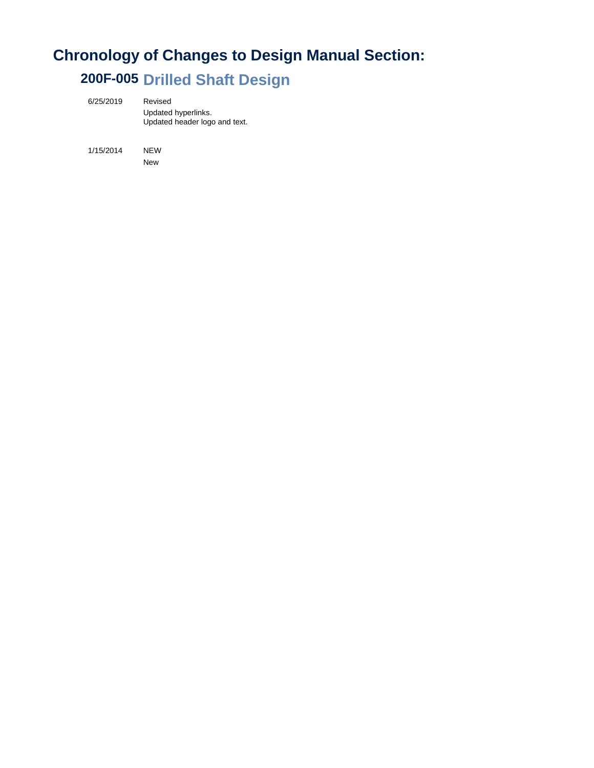# Chronology of Changes to Design Manual Section:

## 200F-005 Drilled Shaft Design

| | |
|---|---|
| 6/25/2019 | Revised<br>Updated hyperlinks.<br>Updated header logo and text. |
| 1/15/2014 | NEW<br>New |